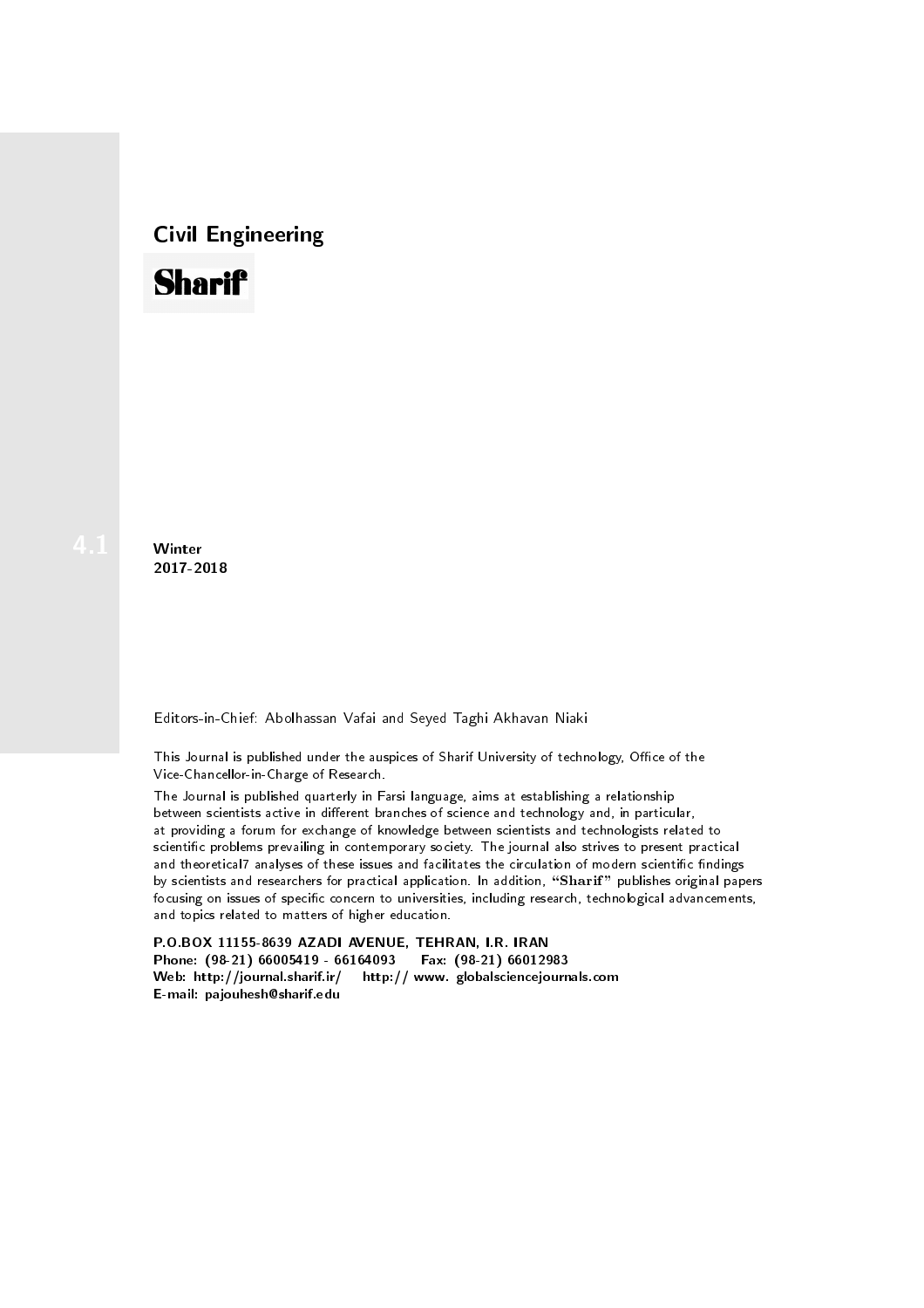## Civil Engineering

# Sharif

4.1

**Winter**
**2017-2018**

Editors-in-Chief: Abolhassan Vafai and Seyed Taghi Akhavan Niaki

This Journal is published under the auspices of Sharif University of technology, Office of the Vice-Chancellor-in-Charge of Research.

The Journal is published quarterly in Farsi language, aims at establishing a relationship between scientists active in different branches of science and technology and, in particular, at providing a forum for exchange of knowledge between scientists and technologists related to scientific problems prevailing in contemporary society. The journal also strives to present practical and theoretical7 analyses of these issues and facilitates the circulation of modern scientific findings by scientists and researchers for practical application. In addition, "**Sharif**" publishes original papers focusing on issues of specific concern to universities, including research, technological advancements, and topics related to matters of higher education.

**P.O.BOX 11155-8639 AZADI AVENUE, TEHRAN, I.R. IRAN**
**Phone: (98-21) 66005419 - 66164093 Fax: (98-21) 66012983**
**Web: http://journal.sharif.ir/ http:// www. globalsciencejournals.com**
**E-mail: pajouhesh@sharif.edu**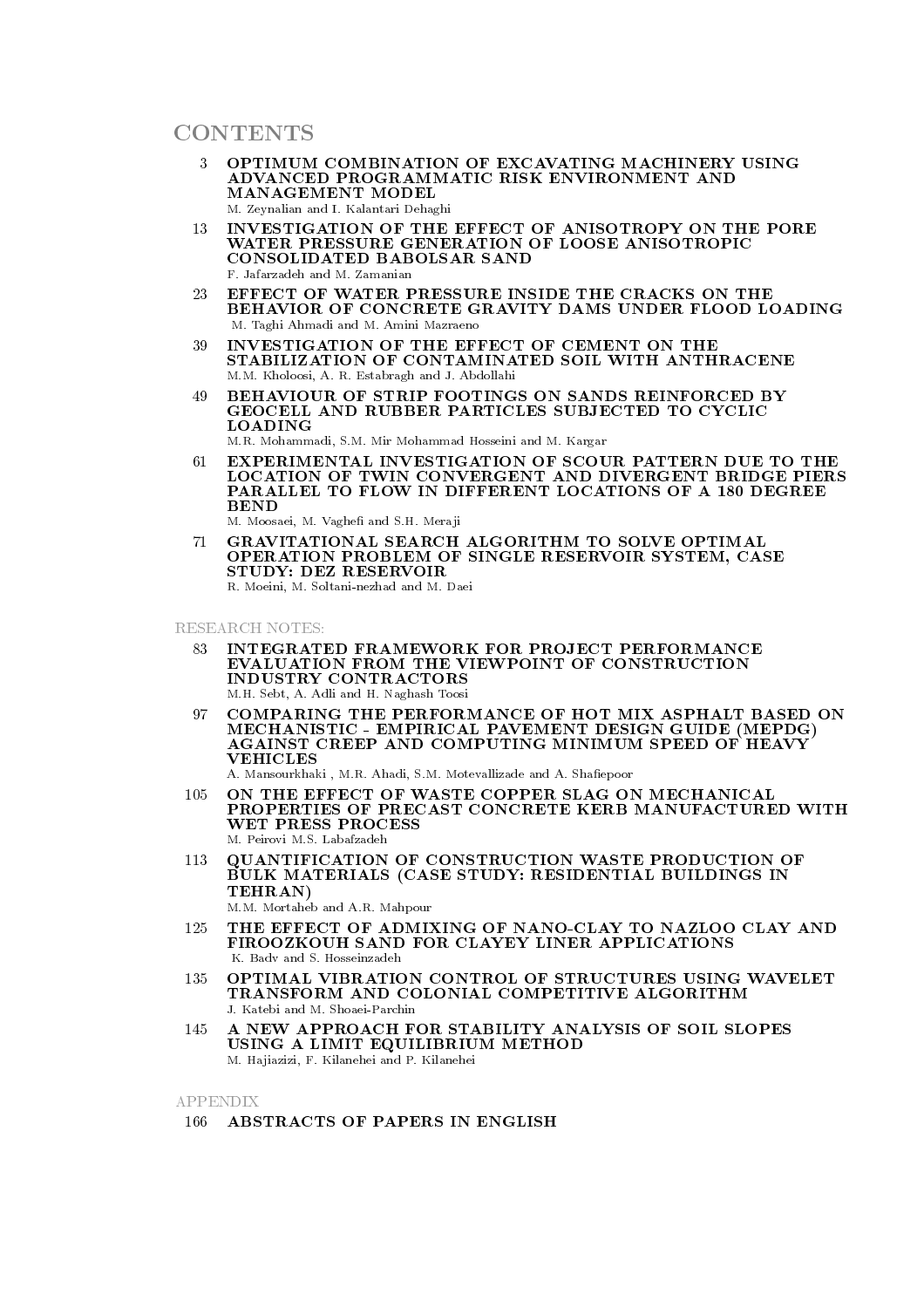# CONTENTS

3 **OPTIMUM COMBINATION OF EXCAVATING MACHINERY USING ADVANCED PROGRAMMATIC RISK ENVIRONMENT AND MANAGEMENT MODEL**
M. Zeynalian and I. Kalantari Dehaghi

13 **INVESTIGATION OF THE EFFECT OF ANISOTROPY ON THE PORE WATER PRESSURE GENERATION OF LOOSE ANISOTROPIC CONSOLIDATED BABOLSAR SAND**
F. Jafarzadeh and M. Zamanian

23 **EFFECT OF WATER PRESSURE INSIDE THE CRACKS ON THE BEHAVIOR OF CONCRETE GRAVITY DAMS UNDER FLOOD LOADING**
M. Taghi Ahmadi and M. Amini Mazraeno

39 **INVESTIGATION OF THE EFFECT OF CEMENT ON THE STABILIZATION OF CONTAMINATED SOIL WITH ANTHRACENE**
M.M. Kholoosi, A. R. Estabragh and J. Abdollahi

49 **BEHAVIOUR OF STRIP FOOTINGS ON SANDS REINFORCED BY GEOCELL AND RUBBER PARTICLES SUBJECTED TO CYCLIC LOADING**
M.R. Mohammadi, S.M. Mir Mohammad Hosseini and M. Kargar

61 **EXPERIMENTAL INVESTIGATION OF SCOUR PATTERN DUE TO THE LOCATION OF TWIN CONVERGENT AND DIVERGENT BRIDGE PIERS PARALLEL TO FLOW IN DIFFERENT LOCATIONS OF A 180 DEGREE BEND**
M. Moosaei, M. Vaghefi and S.H. Meraji

71 **GRAVITATIONAL SEARCH ALGORITHM TO SOLVE OPTIMAL OPERATION PROBLEM OF SINGLE RESERVOIR SYSTEM, CASE STUDY: DEZ RESERVOIR**
R. Moeini, M. Soltani-nezhad and M. Daei

## RESEARCH NOTES:

83 **INTEGRATED FRAMEWORK FOR PROJECT PERFORMANCE EVALUATION FROM THE VIEWPOINT OF CONSTRUCTION INDUSTRY CONTRACTORS**
M.H. Sebt, A. Adli and H. Naghash Toosi

97 **COMPARING THE PERFORMANCE OF HOT MIX ASPHALT BASED ON MECHANISTIC - EMPIRICAL PAVEMENT DESIGN GUIDE (MEPDG) AGAINST CREEP AND COMPUTING MINIMUM SPEED OF HEAVY VEHICLES**
A. Mansourkhaki , M.R. Ahadi, S.M. Motevallizade and A. Shafiepoor

105 **ON THE EFFECT OF WASTE COPPER SLAG ON MECHANICAL PROPERTIES OF PRECAST CONCRETE KERB MANUFACTURED WITH WET PRESS PROCESS**
M. Peirovi M.S. Labafzadeh

113 **QUANTIFICATION OF CONSTRUCTION WASTE PRODUCTION OF BULK MATERIALS (CASE STUDY: RESIDENTIAL BUILDINGS IN TEHRAN)**
M.M. Mortaheb and A.R. Mahpour

125 **THE EFFECT OF ADMIXING OF NANO-CLAY TO NAZLOO CLAY AND FIROOZKOUH SAND FOR CLAYEY LINER APPLICATIONS**
K. Badv and S. Hosseinzadeh

135 **OPTIMAL VIBRATION CONTROL OF STRUCTURES USING WAVELET TRANSFORM AND COLONIAL COMPETITIVE ALGORITHM**
J. Katebi and M. Shoaei-Parchin

145 **A NEW APPROACH FOR STABILITY ANALYSIS OF SOIL SLOPES USING A LIMIT EQUILIBRIUM METHOD**
M. Hajiazizi, F. Kilanehei and P. Kilanehei

## APPENDIX

166 **ABSTRACTS OF PAPERS IN ENGLISH**